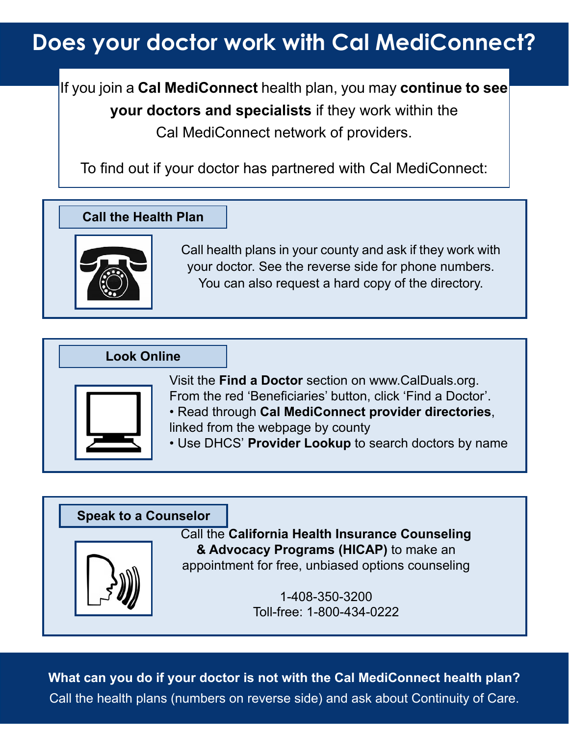# Does your doctor work with Cal MediConnect?

If you join a **Cal MediConnect** health plan, you may **continue to see your doctors and specialists** if they work within the Cal MediConnect network of providers.

To find out if your doctor has partnered with Cal MediConnect:

## Call the Health Plan

Call health plans in your county and ask if they work with your doctor. See the reverse side for phone numbers. You can also request a hard copy of the directory.

## Look Online

Visit the **Find a Doctor** section on www.CalDuals.org. From the red 'Beneficiaries' button, click 'Find a Doctor'.

- Read through **Cal MediConnect provider directories**, linked from the webpage by county
- Use DHCS' **Provider Lookup** to search doctors by name

## Speak to a Counselor

Call the **California Health Insurance Counseling & Advocacy Programs (HICAP)** to make an appointment for free, unbiased options counseling

1-408-350-3200
Toll-free: 1-800-434-0222

**What can you do if your doctor is not with the Cal MediConnect health plan?**
Call the health plans (numbers on reverse side) and ask about Continuity of Care.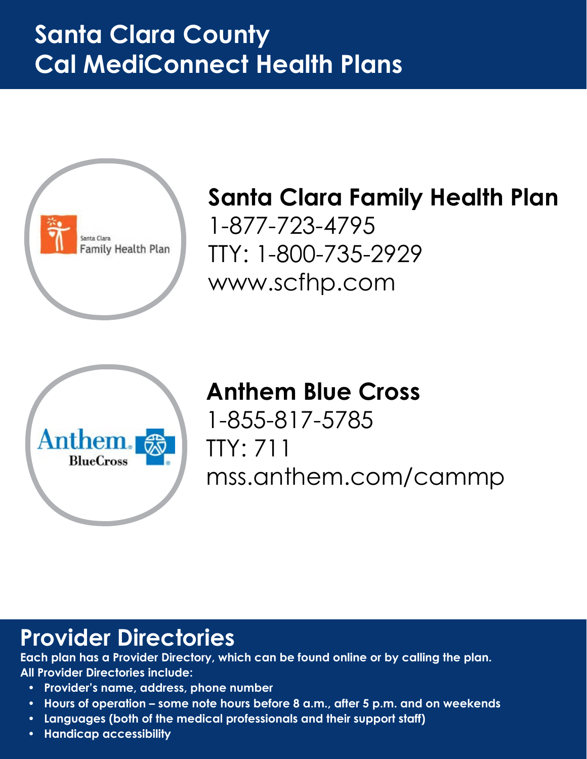# Santa Clara County Cal MediConnect Health Plans

## Santa Clara Family Health Plan

1-877-723-4795
TTY: 1-800-735-2929
www.scfhp.com

## Anthem Blue Cross

1-855-817-5785
TTY: 711
mss.anthem.com/cammp

## Provider Directories

**Each plan has a Provider Directory, which can be found online or by calling the plan. All Provider Directories include:**

- **Provider's name, address, phone number**
- **Hours of operation – some note hours before 8 a.m., after 5 p.m. and on weekends**
- **Languages (both of the medical professionals and their support staff)**
- **Handicap accessibility**